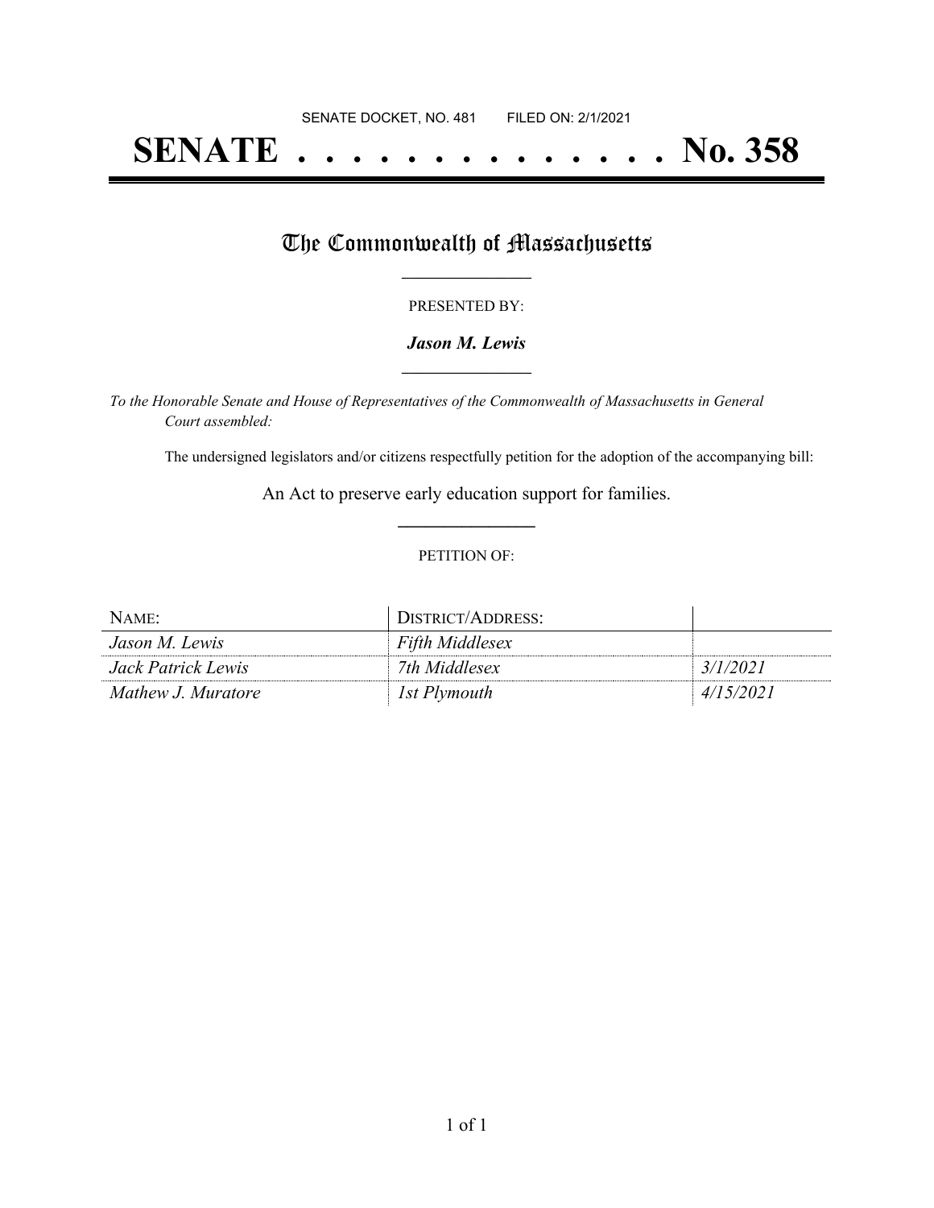SENATE DOCKET, NO. 481        FILED ON: 2/1/2021

# SENATE . . . . . . . . . . . . . . No. 358

## The Commonwealth of Massachusetts

PRESENTED BY:

***Jason M. Lewis***

*To the Honorable Senate and House of Representatives of the Commonwealth of Massachusetts in General Court assembled:*

The undersigned legislators and/or citizens respectfully petition for the adoption of the accompanying bill:

An Act to preserve early education support for families.

PETITION OF:

| NAME: | DISTRICT/ADDRESS: | |
|---|---|---|
| *Jason M. Lewis* | *Fifth Middlesex* | |
| *Jack Patrick Lewis* | *7th Middlesex* | *3/1/2021* |
| *Mathew J. Muratore* | *1st Plymouth* | *4/15/2021* |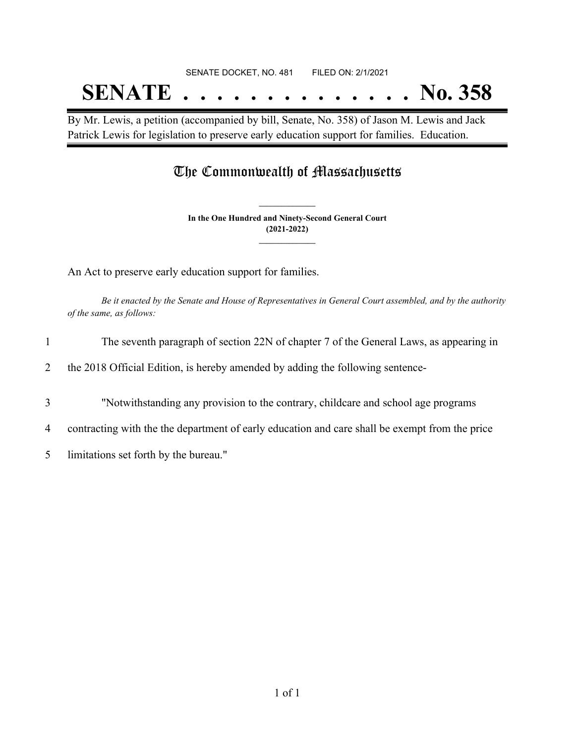SENATE DOCKET, NO. 481        FILED ON: 2/1/2021

# SENATE . . . . . . . . . . . . . . . No. 358

By Mr. Lewis, a petition (accompanied by bill, Senate, No. 358) of Jason M. Lewis and Jack Patrick Lewis for legislation to preserve early education support for families. Education.

## The Commonwealth of Massachusetts

**In the One Hundred and Ninety-Second General Court**
**(2021-2022)**

An Act to preserve early education support for families.

*Be it enacted by the Senate and House of Representatives in General Court assembled, and by the authority of the same, as follows:*

1 The seventh paragraph of section 22N of chapter 7 of the General Laws, as appearing in
2 the 2018 Official Edition, is hereby amended by adding the following sentence-

3 "Notwithstanding any provision to the contrary, childcare and school age programs
4 contracting with the the department of early education and care shall be exempt from the price
5 limitations set forth by the bureau."